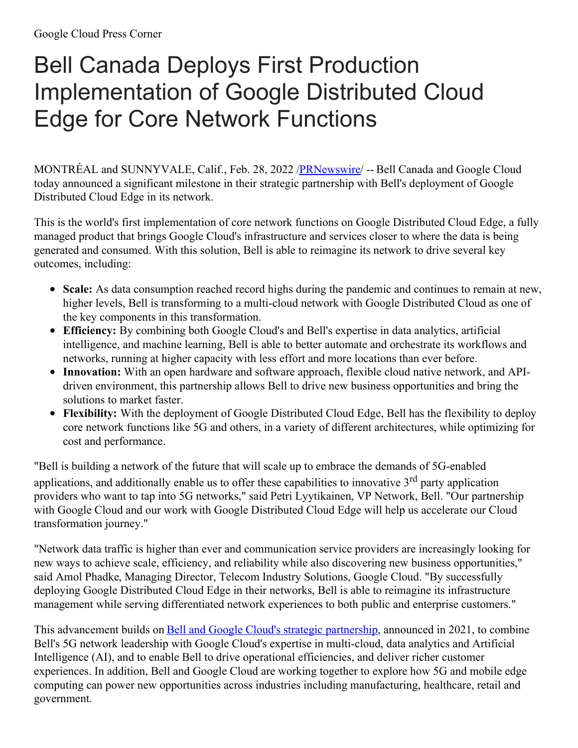Google Cloud Press Corner

# Bell Canada Deploys First Production Implementation of Google Distributed Cloud Edge for Core Network Functions

MONTRÉAL and SUNNYVALE, Calif., Feb. 28, 2022 /PRNewswire/ -- Bell Canada and Google Cloud today announced a significant milestone in their strategic partnership with Bell's deployment of Google Distributed Cloud Edge in its network.

This is the world's first implementation of core network functions on Google Distributed Cloud Edge, a fully managed product that brings Google Cloud's infrastructure and services closer to where the data is being generated and consumed. With this solution, Bell is able to reimagine its network to drive several key outcomes, including:

- **Scale:** As data consumption reached record highs during the pandemic and continues to remain at new, higher levels, Bell is transforming to a multi-cloud network with Google Distributed Cloud as one of the key components in this transformation.
- **Efficiency:** By combining both Google Cloud's and Bell's expertise in data analytics, artificial intelligence, and machine learning, Bell is able to better automate and orchestrate its workflows and networks, running at higher capacity with less effort and more locations than ever before.
- **Innovation:** With an open hardware and software approach, flexible cloud native network, and API-driven environment, this partnership allows Bell to drive new business opportunities and bring the solutions to market faster.
- **Flexibility:** With the deployment of Google Distributed Cloud Edge, Bell has the flexibility to deploy core network functions like 5G and others, in a variety of different architectures, while optimizing for cost and performance.

"Bell is building a network of the future that will scale up to embrace the demands of 5G-enabled applications, and additionally enable us to offer these capabilities to innovative 3rd party application providers who want to tap into 5G networks," said Petri Lyytikainen, VP Network, Bell. "Our partnership with Google Cloud and our work with Google Distributed Cloud Edge will help us accelerate our Cloud transformation journey."

"Network data traffic is higher than ever and communication service providers are increasingly looking for new ways to achieve scale, efficiency, and reliability while also discovering new business opportunities," said Amol Phadke, Managing Director, Telecom Industry Solutions, Google Cloud. "By successfully deploying Google Distributed Cloud Edge in their networks, Bell is able to reimagine its infrastructure management while serving differentiated network experiences to both public and enterprise customers."

This advancement builds on Bell and Google Cloud's strategic partnership, announced in 2021, to combine Bell's 5G network leadership with Google Cloud's expertise in multi-cloud, data analytics and Artificial Intelligence (AI), and to enable Bell to drive operational efficiencies, and deliver richer customer experiences. In addition, Bell and Google Cloud are working together to explore how 5G and mobile edge computing can power new opportunities across industries including manufacturing, healthcare, retail and government.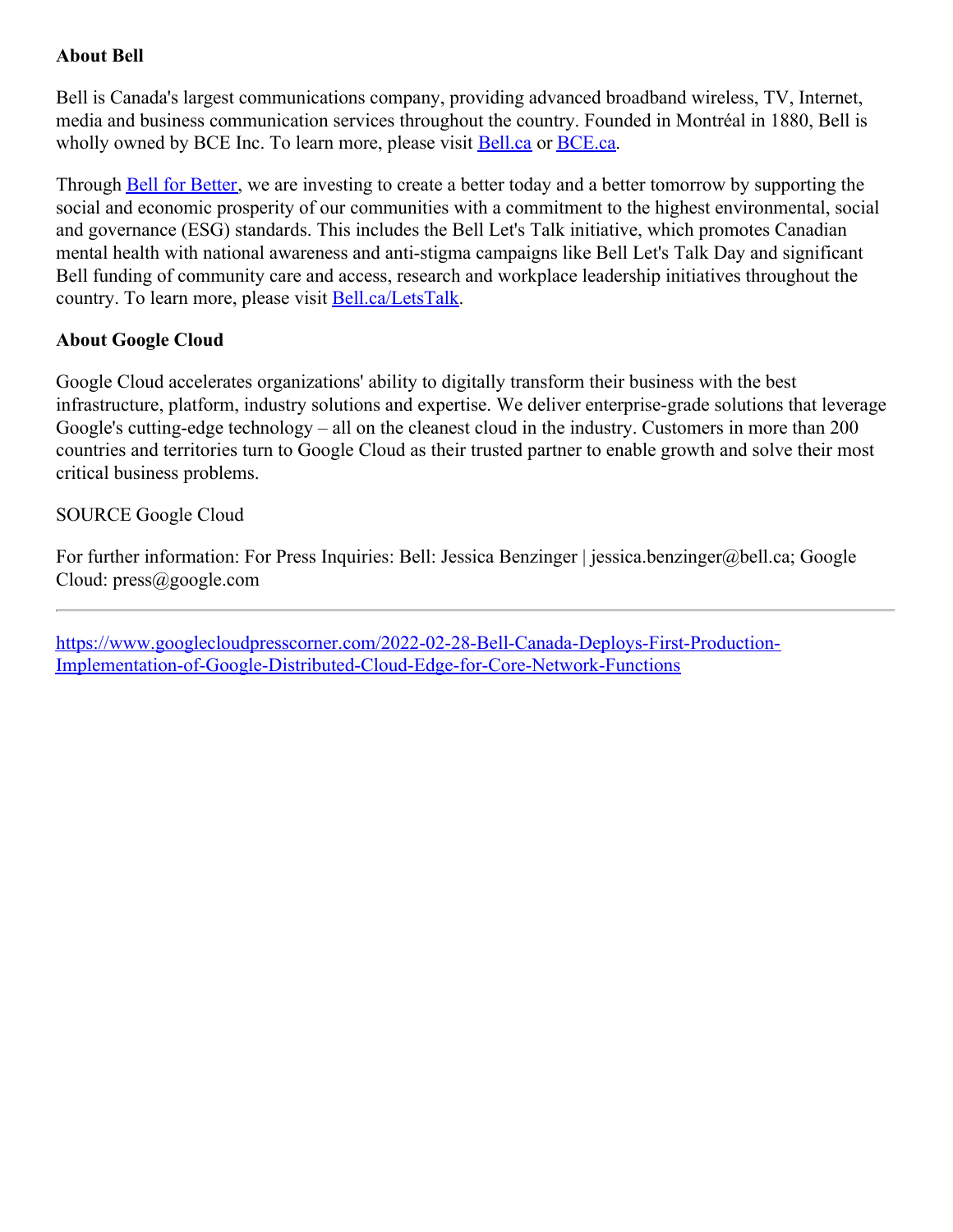**About Bell**

Bell is Canada's largest communications company, providing advanced broadband wireless, TV, Internet, media and business communication services throughout the country. Founded in Montréal in 1880, Bell is wholly owned by BCE Inc. To learn more, please visit [Bell.ca](Bell.ca) or [BCE.ca](BCE.ca).

Through [Bell for Better](Bell for Better), we are investing to create a better today and a better tomorrow by supporting the social and economic prosperity of our communities with a commitment to the highest environmental, social and governance (ESG) standards. This includes the Bell Let's Talk initiative, which promotes Canadian mental health with national awareness and anti-stigma campaigns like Bell Let's Talk Day and significant Bell funding of community care and access, research and workplace leadership initiatives throughout the country. To learn more, please visit [Bell.ca/LetsTalk](Bell.ca/LetsTalk).

**About Google Cloud**

Google Cloud accelerates organizations' ability to digitally transform their business with the best infrastructure, platform, industry solutions and expertise. We deliver enterprise-grade solutions that leverage Google's cutting-edge technology – all on the cleanest cloud in the industry. Customers in more than 200 countries and territories turn to Google Cloud as their trusted partner to enable growth and solve their most critical business problems.

SOURCE Google Cloud

For further information: For Press Inquiries: Bell: Jessica Benzinger | jessica.benzinger@bell.ca; Google Cloud: press@google.com

---

https://www.googlecloudpresscorner.com/2022-02-28-Bell-Canada-Deploys-First-Production-Implementation-of-Google-Distributed-Cloud-Edge-for-Core-Network-Functions